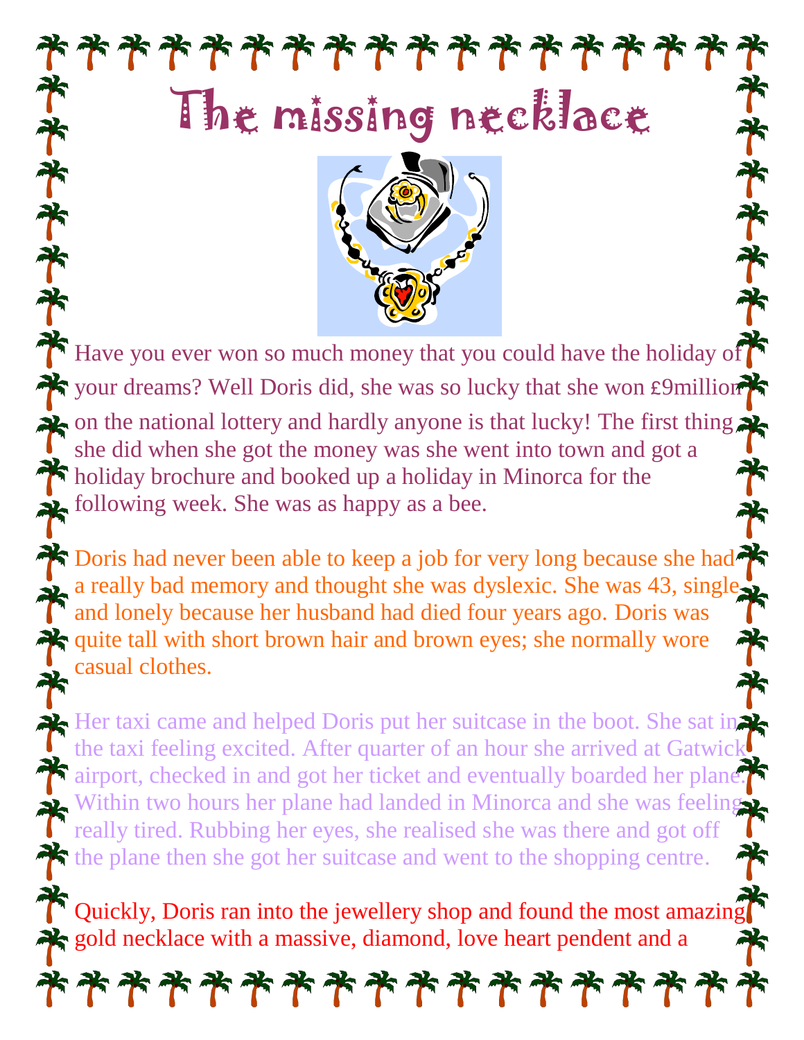# The missing necklace

Have you ever won so much money that you could have the holiday of your dreams? Well Doris did, she was so lucky that she won £9million on the national lottery and hardly anyone is that lucky! The first thing she did when she got the money was she went into town and got a holiday brochure and booked up a holiday in Minorca for the following week. She was as happy as a bee.

Doris had never been able to keep a job for very long because she had a really bad memory and thought she was dyslexic. She was 43, single and lonely because her husband had died four years ago. Doris was quite tall with short brown hair and brown eyes; she normally wore casual clothes.

Her taxi came and helped Doris put her suitcase in the boot. She sat in the taxi feeling excited. After quarter of an hour she arrived at Gatwick airport, checked in and got her ticket and eventually boarded her plane. Within two hours her plane had landed in Minorca and she was feeling really tired. Rubbing her eyes, she realised she was there and got off the plane then she got her suitcase and went to the shopping centre.

Quickly, Doris ran into the jewellery shop and found the most amazing gold necklace with a massive, diamond, love heart pendent and a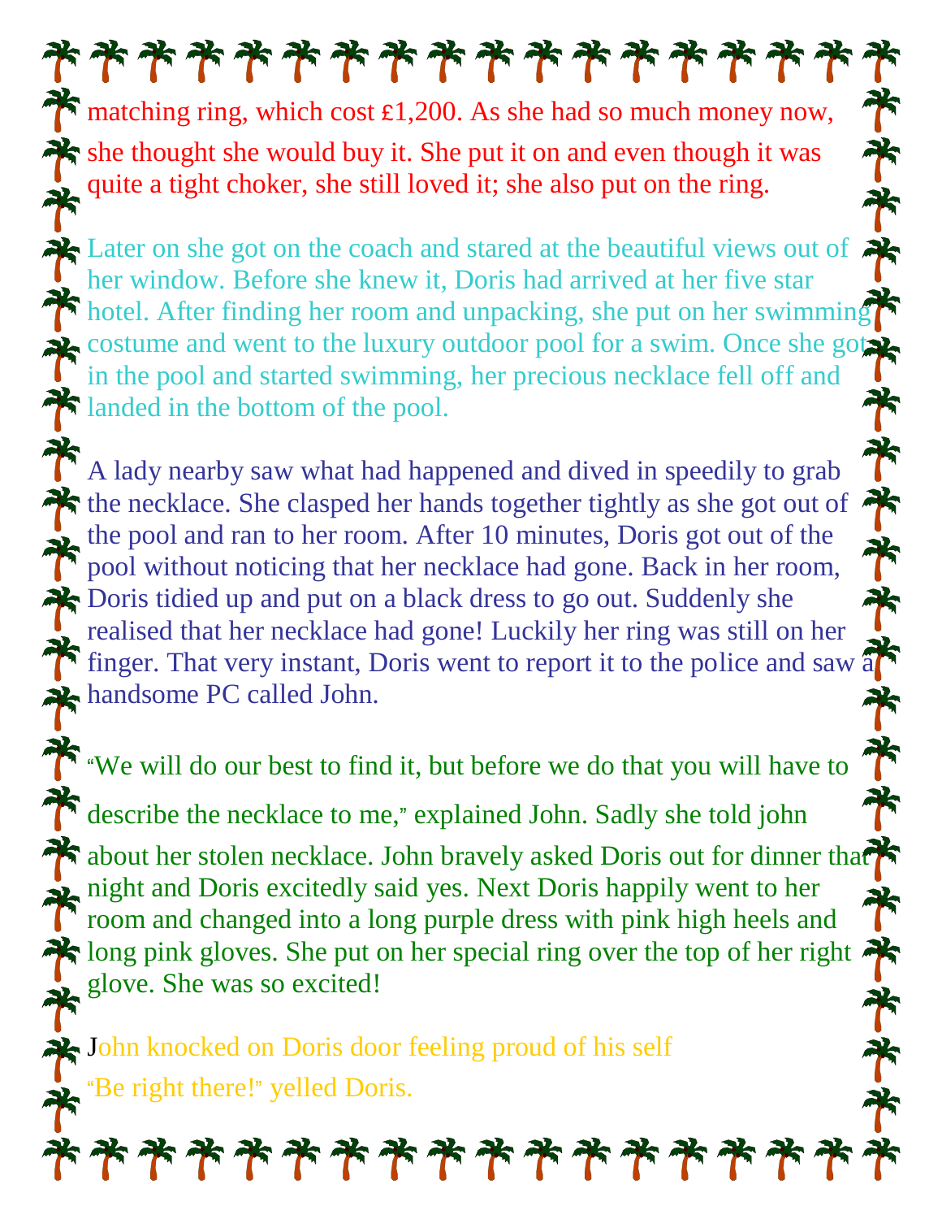matching ring, which cost £1,200. As she had so much money now, she thought she would buy it. She put it on and even though it was quite a tight choker, she still loved it; she also put on the ring.

Later on she got on the coach and stared at the beautiful views out of her window. Before she knew it, Doris had arrived at her five star hotel. After finding her room and unpacking, she put on her swimming costume and went to the luxury outdoor pool for a swim. Once she got in the pool and started swimming, her precious necklace fell off and landed in the bottom of the pool.

A lady nearby saw what had happened and dived in speedily to grab the necklace. She clasped her hands together tightly as she got out of the pool and ran to her room. After 10 minutes, Doris got out of the pool without noticing that her necklace had gone. Back in her room, Doris tidied up and put on a black dress to go out. Suddenly she realised that her necklace had gone! Luckily her ring was still on her finger. That very instant, Doris went to report it to the police and saw a handsome PC called John.

"We will do our best to find it, but before we do that you will have to describe the necklace to me," explained John. Sadly she told john about her stolen necklace. John bravely asked Doris out for dinner that night and Doris excitedly said yes. Next Doris happily went to her room and changed into a long purple dress with pink high heels and long pink gloves. She put on her special ring over the top of her right glove. She was so excited!

John knocked on Doris door feeling proud of his self

"Be right there!" yelled Doris.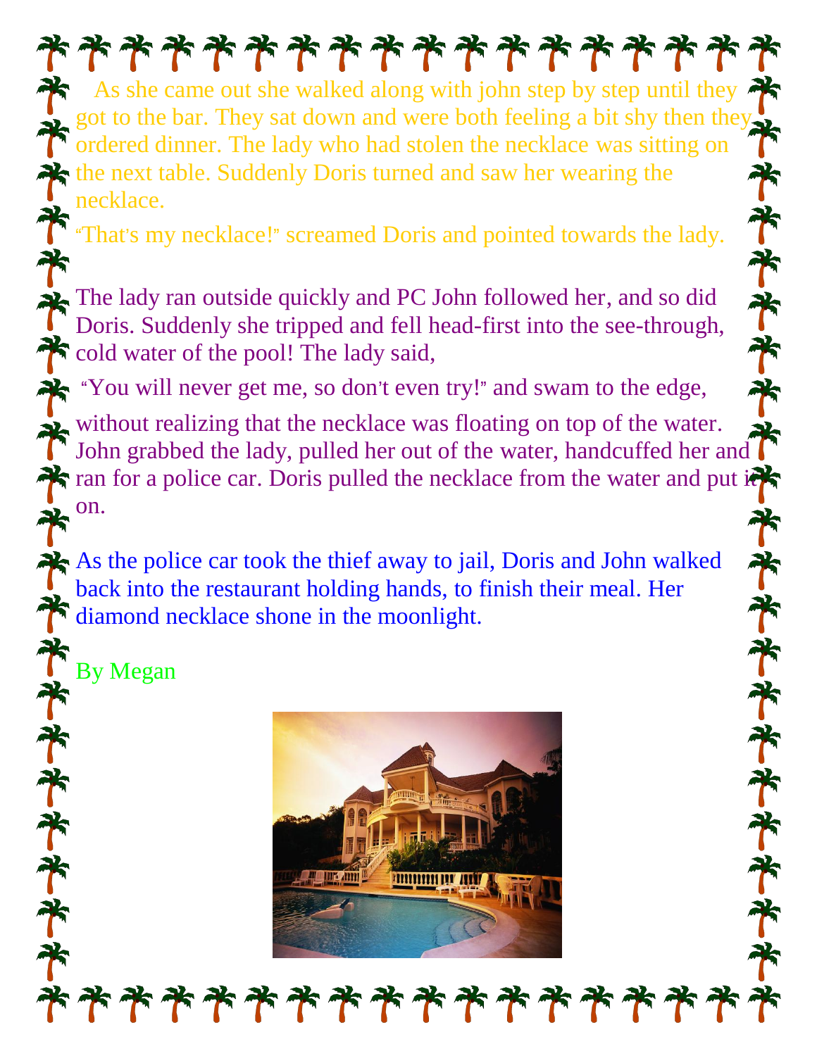As she came out she walked along with john step by step until they got to the bar. They sat down and were both feeling a bit shy then they ordered dinner. The lady who had stolen the necklace was sitting on the next table. Suddenly Doris turned and saw her wearing the necklace.

"That's my necklace!" screamed Doris and pointed towards the lady.

The lady ran outside quickly and PC John followed her, and so did Doris. Suddenly she tripped and fell head-first into the see-through, cold water of the pool! The lady said,

"You will never get me, so don't even try!" and swam to the edge, without realizing that the necklace was floating on top of the water. John grabbed the lady, pulled her out of the water, handcuffed her and ran for a police car. Doris pulled the necklace from the water and put it on.

As the police car took the thief away to jail, Doris and John walked back into the restaurant holding hands, to finish their meal. Her diamond necklace shone in the moonlight.

By Megan